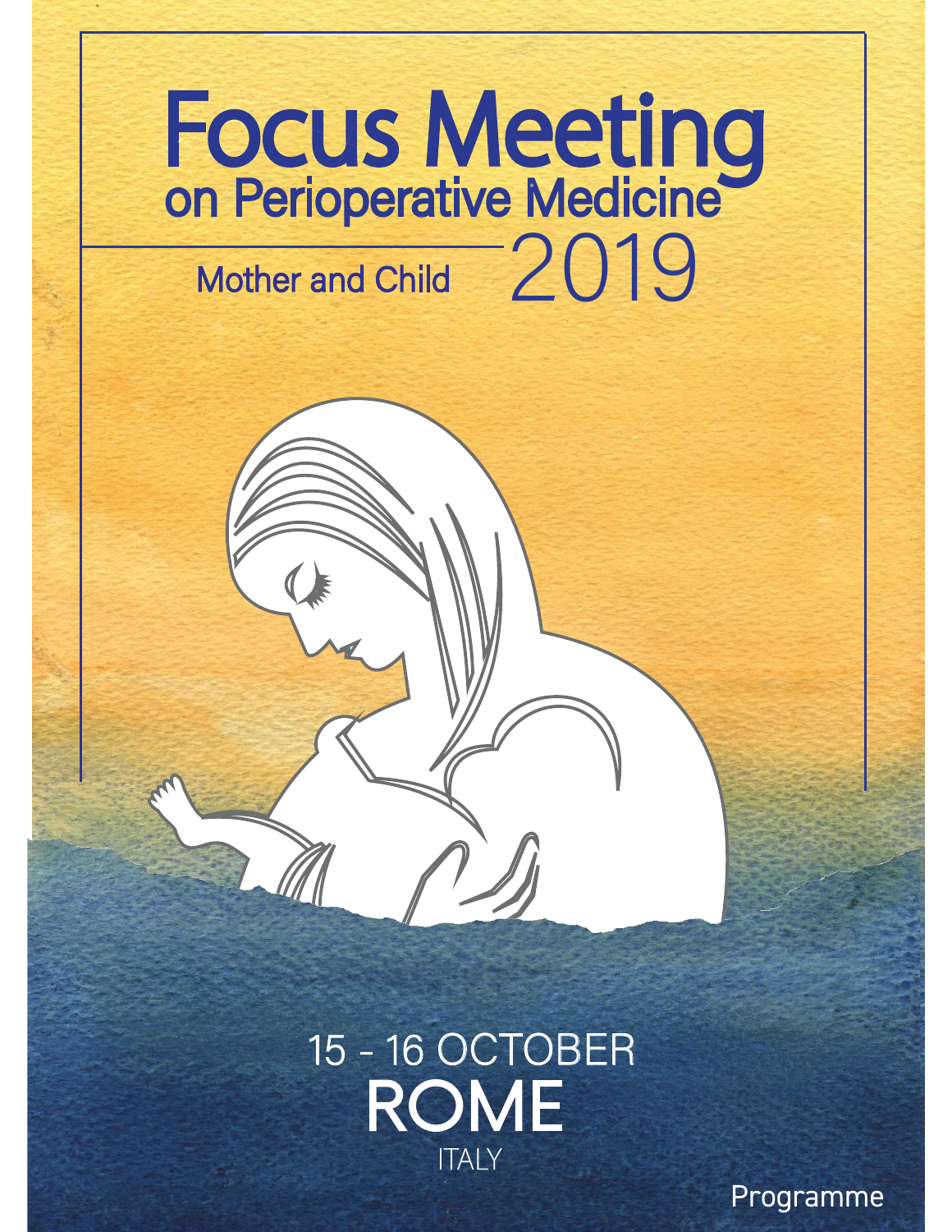# Focus Meeting
## on Perioperative Medicine

Mother and Child 2019

15 - 16 OCTOBER

**ROME**

ITALY

Programme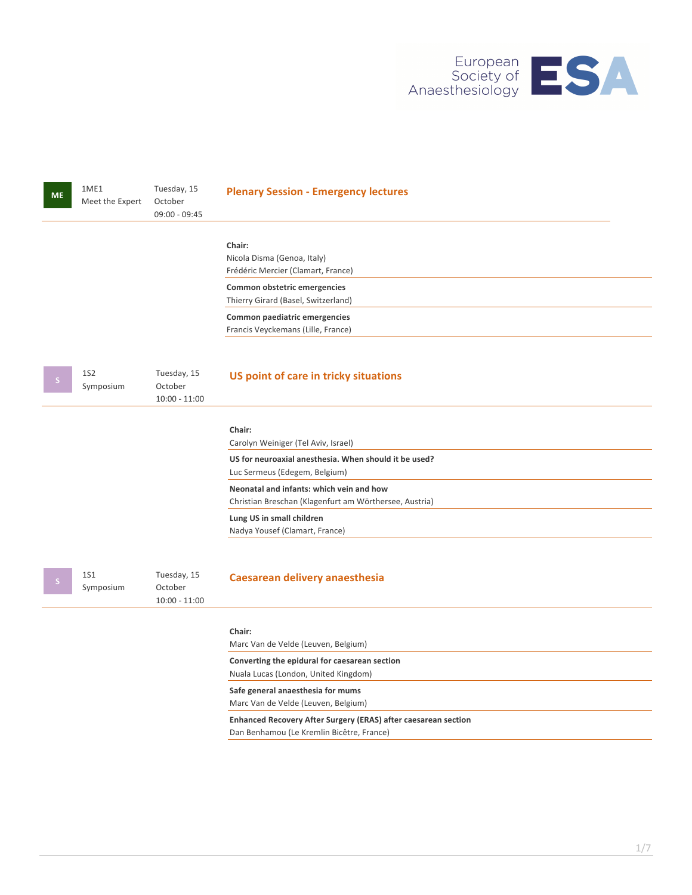| ME | 1ME1 Meet the Expert | Tuesday, 15 October 09:00 - 09:45 | **Plenary Session - Emergency lectures** |
|---|---|---|---|

**Chair:**
Nicola Disma (Genoa, Italy)
Frédéric Mercier (Clamart, France)

**Common obstetric emergencies**
Thierry Girard (Basel, Switzerland)

**Common paediatric emergencies**
Francis Veyckemans (Lille, France)

| S | 1S2 Symposium | Tuesday, 15 October 10:00 - 11:00 | **US point of care in tricky situations** |
|---|---|---|---|

**Chair:**
Carolyn Weiniger (Tel Aviv, Israel)

**US for neuroaxial anesthesia. When should it be used?**
Luc Sermeus (Edegem, Belgium)

**Neonatal and infants: which vein and how**
Christian Breschan (Klagenfurt am Wörthersee, Austria)

**Lung US in small children**
Nadya Yousef (Clamart, France)

| S | 1S1 Symposium | Tuesday, 15 October 10:00 - 11:00 | **Caesarean delivery anaesthesia** |
|---|---|---|---|

**Chair:**
Marc Van de Velde (Leuven, Belgium)

**Converting the epidural for caesarean section**
Nuala Lucas (London, United Kingdom)

**Safe general anaesthesia for mums**
Marc Van de Velde (Leuven, Belgium)

**Enhanced Recovery After Surgery (ERAS) after caesarean section**
Dan Benhamou (Le Kremlin Bicêtre, France)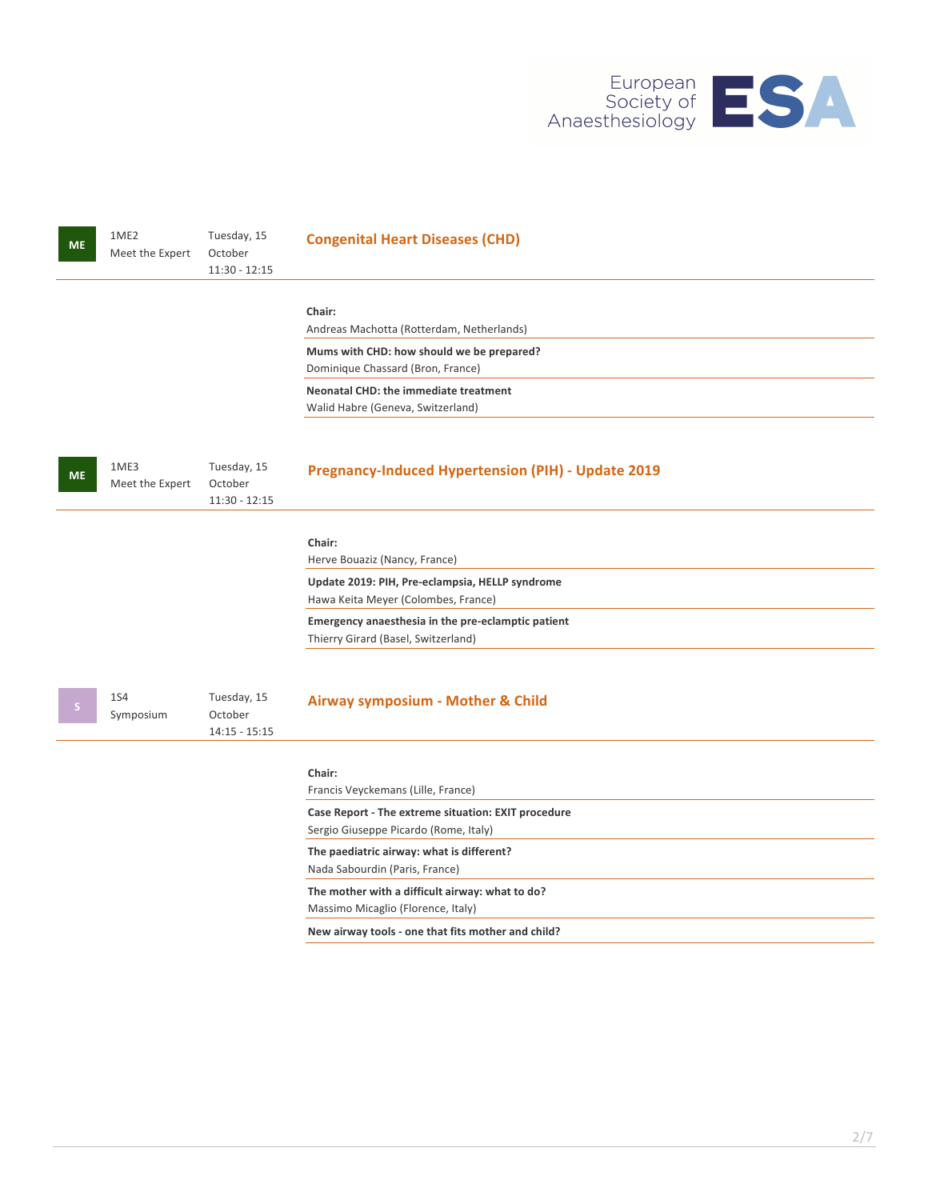**ME** | 1ME2 Meet the Expert | Tuesday, 15 October 11:30 - 12:15

## Congenital Heart Diseases (CHD)

**Chair:**
Andreas Machotta (Rotterdam, Netherlands)

**Mums with CHD: how should we be prepared?**
Dominique Chassard (Bron, France)

**Neonatal CHD: the immediate treatment**
Walid Habre (Geneva, Switzerland)

**ME** | 1ME3 Meet the Expert | Tuesday, 15 October 11:30 - 12:15

## Pregnancy-Induced Hypertension (PIH) - Update 2019

**Chair:**
Herve Bouaziz (Nancy, France)

**Update 2019: PIH, Pre-eclampsia, HELLP syndrome**
Hawa Keita Meyer (Colombes, France)

**Emergency anaesthesia in the pre-eclamptic patient**
Thierry Girard (Basel, Switzerland)

**S** | 1S4 Symposium | Tuesday, 15 October 14:15 - 15:15

## Airway symposium - Mother & Child

**Chair:**
Francis Veyckemans (Lille, France)

**Case Report - The extreme situation: EXIT procedure**
Sergio Giuseppe Picardo (Rome, Italy)

**The paediatric airway: what is different?**
Nada Sabourdin (Paris, France)

**The mother with a difficult airway: what to do?**
Massimo Micaglio (Florence, Italy)

**New airway tools - one that fits mother and child?**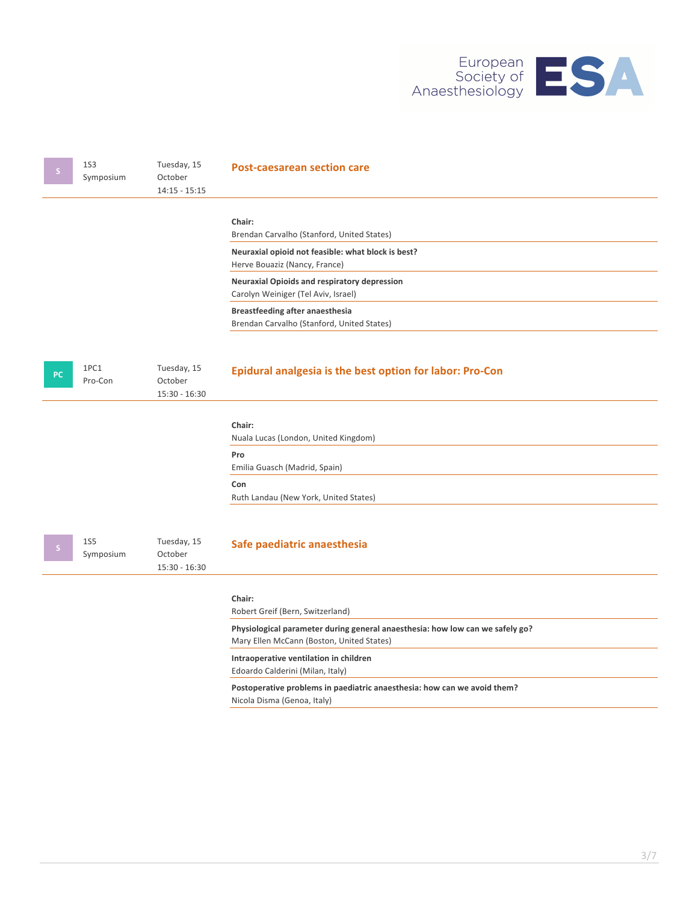| | | | |
|---|---|---|---|
| S | 1S3 Symposium | Tuesday, 15 October 14:15 - 15:15 | **Post-caesarean section care** |

**Chair:**
Brendan Carvalho (Stanford, United States)

**Neuraxial opioid not feasible: what block is best?**
Herve Bouaziz (Nancy, France)

**Neuraxial Opioids and respiratory depression**
Carolyn Weiniger (Tel Aviv, Israel)

**Breastfeeding after anaesthesia**
Brendan Carvalho (Stanford, United States)

| | | | |
|---|---|---|---|
| PC | 1PC1 Pro-Con | Tuesday, 15 October 15:30 - 16:30 | **Epidural analgesia is the best option for labor: Pro-Con** |

**Chair:**
Nuala Lucas (London, United Kingdom)

**Pro**
Emilia Guasch (Madrid, Spain)

**Con**
Ruth Landau (New York, United States)

| | | | |
|---|---|---|---|
| S | 1S5 Symposium | Tuesday, 15 October 15:30 - 16:30 | **Safe paediatric anaesthesia** |

**Chair:**
Robert Greif (Bern, Switzerland)

**Physiological parameter during general anaesthesia: how low can we safely go?**
Mary Ellen McCann (Boston, United States)

**Intraoperative ventilation in children**
Edoardo Calderini (Milan, Italy)

**Postoperative problems in paediatric anaesthesia: how can we avoid them?**
Nicola Disma (Genoa, Italy)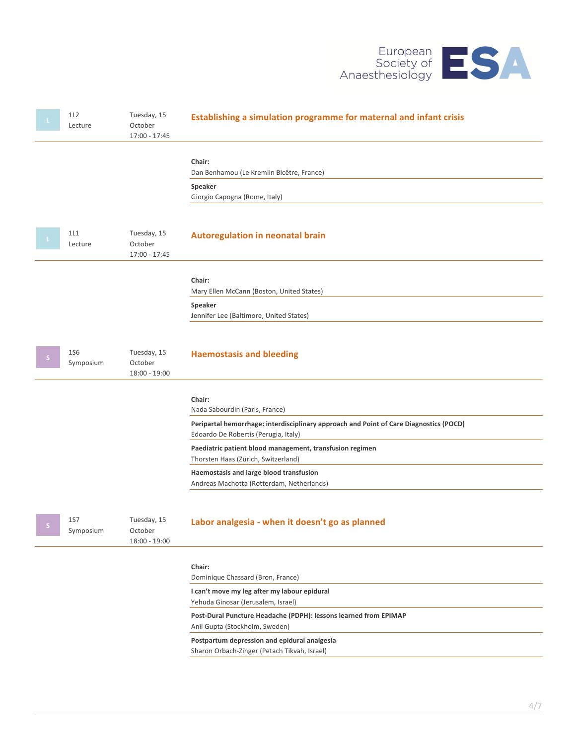L | 1L2 Lecture | Tuesday, 15 October 17:00 - 17:45

## Establishing a simulation programme for maternal and infant crisis

**Chair:**
Dan Benhamou (Le Kremlin Bicêtre, France)

**Speaker**
Giorgio Capogna (Rome, Italy)

L | 1L1 Lecture | Tuesday, 15 October 17:00 - 17:45

## Autoregulation in neonatal brain

**Chair:**
Mary Ellen McCann (Boston, United States)

**Speaker**
Jennifer Lee (Baltimore, United States)

S | 1S6 Symposium | Tuesday, 15 October 18:00 - 19:00

## Haemostasis and bleeding

**Chair:**
Nada Sabourdin (Paris, France)

**Peripartal hemorrhage: interdisciplinary approach and Point of Care Diagnostics (POCD)**
Edoardo De Robertis (Perugia, Italy)

**Paediatric patient blood management, transfusion regimen**
Thorsten Haas (Zürich, Switzerland)

**Haemostasis and large blood transfusion**
Andreas Machotta (Rotterdam, Netherlands)

S | 1S7 Symposium | Tuesday, 15 October 18:00 - 19:00

## Labor analgesia - when it doesn't go as planned

**Chair:**
Dominique Chassard (Bron, France)

**I can't move my leg after my labour epidural**
Yehuda Ginosar (Jerusalem, Israel)

**Post-Dural Puncture Headache (PDPH): lessons learned from EPIMAP**
Anil Gupta (Stockholm, Sweden)

**Postpartum depression and epidural analgesia**
Sharon Orbach-Zinger (Petach Tikvah, Israel)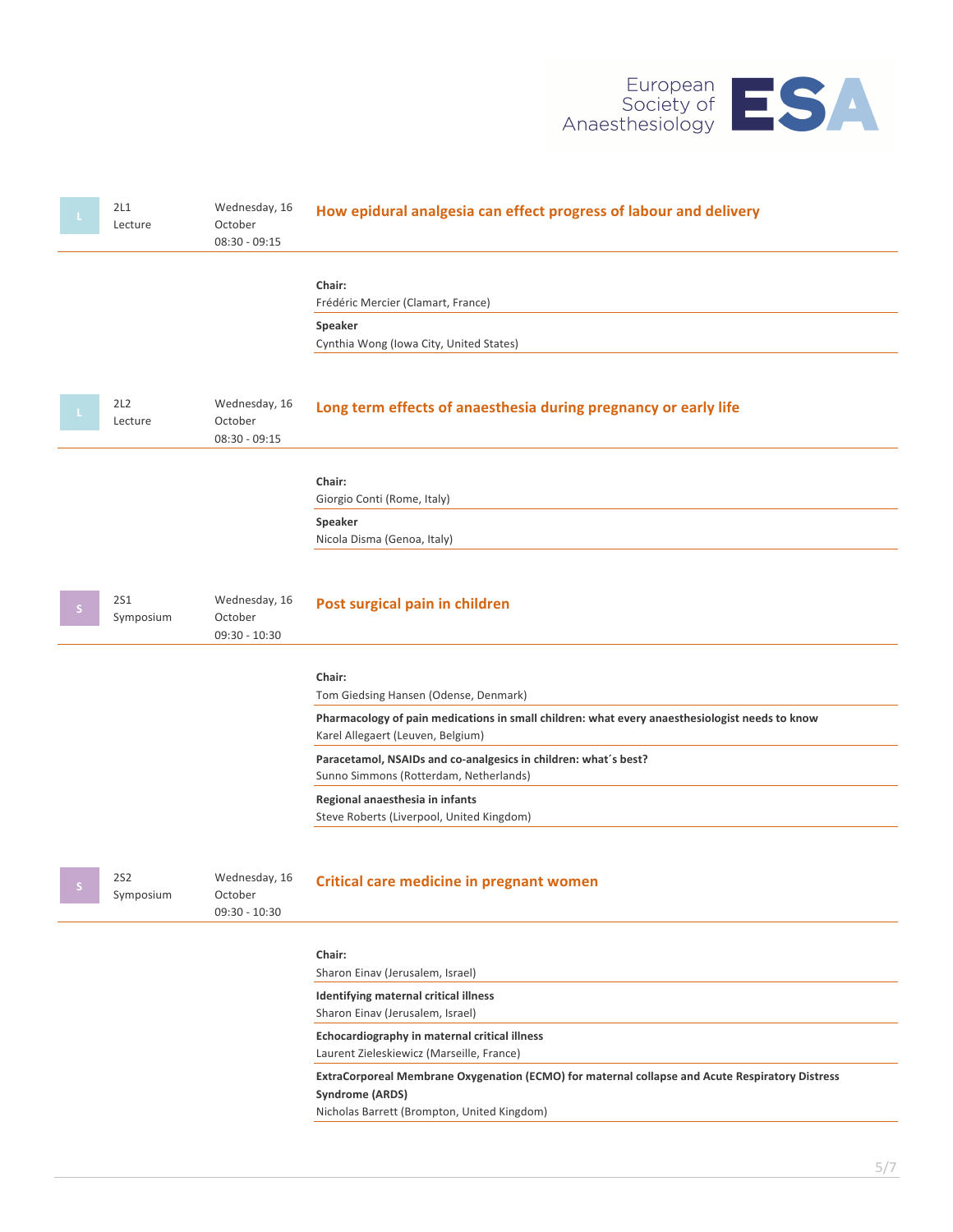| | | | |
|---|---|---|---|
| L | 2L1 Lecture | Wednesday, 16 October 08:30 - 09:15 | **How epidural analgesia can effect progress of labour and delivery** |

**Chair:**
Frédéric Mercier (Clamart, France)

**Speaker**
Cynthia Wong (Iowa City, United States)

| | | | |
|---|---|---|---|
| L | 2L2 Lecture | Wednesday, 16 October 08:30 - 09:15 | **Long term effects of anaesthesia during pregnancy or early life** |

**Chair:**
Giorgio Conti (Rome, Italy)

**Speaker**
Nicola Disma (Genoa, Italy)

| | | | |
|---|---|---|---|
| S | 2S1 Symposium | Wednesday, 16 October 09:30 - 10:30 | **Post surgical pain in children** |

**Chair:**
Tom Giedsing Hansen (Odense, Denmark)

**Pharmacology of pain medications in small children: what every anaesthesiologist needs to know**
Karel Allegaert (Leuven, Belgium)

**Paracetamol, NSAIDs and co-analgesics in children: what´s best?**
Sunno Simmons (Rotterdam, Netherlands)

**Regional anaesthesia in infants**
Steve Roberts (Liverpool, United Kingdom)

| | | | |
|---|---|---|---|
| S | 2S2 Symposium | Wednesday, 16 October 09:30 - 10:30 | **Critical care medicine in pregnant women** |

**Chair:**
Sharon Einav (Jerusalem, Israel)

**Identifying maternal critical illness**
Sharon Einav (Jerusalem, Israel)

**Echocardiography in maternal critical illness**
Laurent Zieleskiewicz (Marseille, France)

**ExtraCorporeal Membrane Oxygenation (ECMO) for maternal collapse and Acute Respiratory Distress Syndrome (ARDS)**
Nicholas Barrett (Brompton, United Kingdom)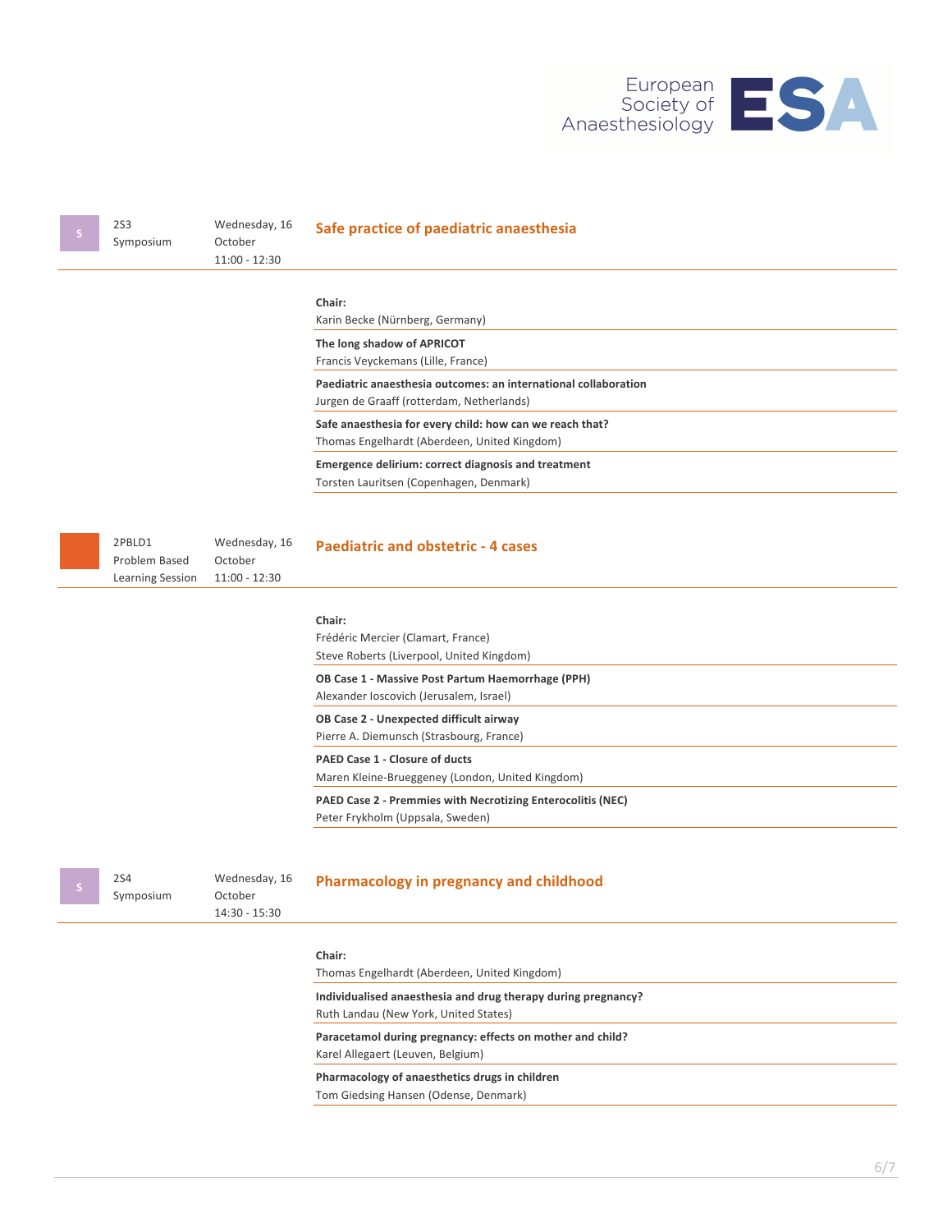S | 2S3 Symposium | Wednesday, 16 October 11:00 - 12:30

## Safe practice of paediatric anaesthesia

**Chair:**
Karin Becke (Nürnberg, Germany)

**The long shadow of APRICOT**
Francis Veyckemans (Lille, France)

**Paediatric anaesthesia outcomes: an international collaboration**
Jurgen de Graaff (rotterdam, Netherlands)

**Safe anaesthesia for every child: how can we reach that?**
Thomas Engelhardt (Aberdeen, United Kingdom)

**Emergence delirium: correct diagnosis and treatment**
Torsten Lauritsen (Copenhagen, Denmark)

2PBLD1 Problem Based Learning Session | Wednesday, 16 October 11:00 - 12:30

## Paediatric and obstetric - 4 cases

**Chair:**
Frédéric Mercier (Clamart, France)
Steve Roberts (Liverpool, United Kingdom)

**OB Case 1 - Massive Post Partum Haemorrhage (PPH)**
Alexander Ioscovich (Jerusalem, Israel)

**OB Case 2 - Unexpected difficult airway**
Pierre A. Diemunsch (Strasbourg, France)

**PAED Case 1 - Closure of ducts**
Maren Kleine-Brueggeney (London, United Kingdom)

**PAED Case 2 - Premmies with Necrotizing Enterocolitis (NEC)**
Peter Frykholm (Uppsala, Sweden)

S | 2S4 Symposium | Wednesday, 16 October 14:30 - 15:30

## Pharmacology in pregnancy and childhood

**Chair:**
Thomas Engelhardt (Aberdeen, United Kingdom)

**Individualised anaesthesia and drug therapy during pregnancy?**
Ruth Landau (New York, United States)

**Paracetamol during pregnancy: effects on mother and child?**
Karel Allegaert (Leuven, Belgium)

**Pharmacology of anaesthetics drugs in children**
Tom Giedsing Hansen (Odense, Denmark)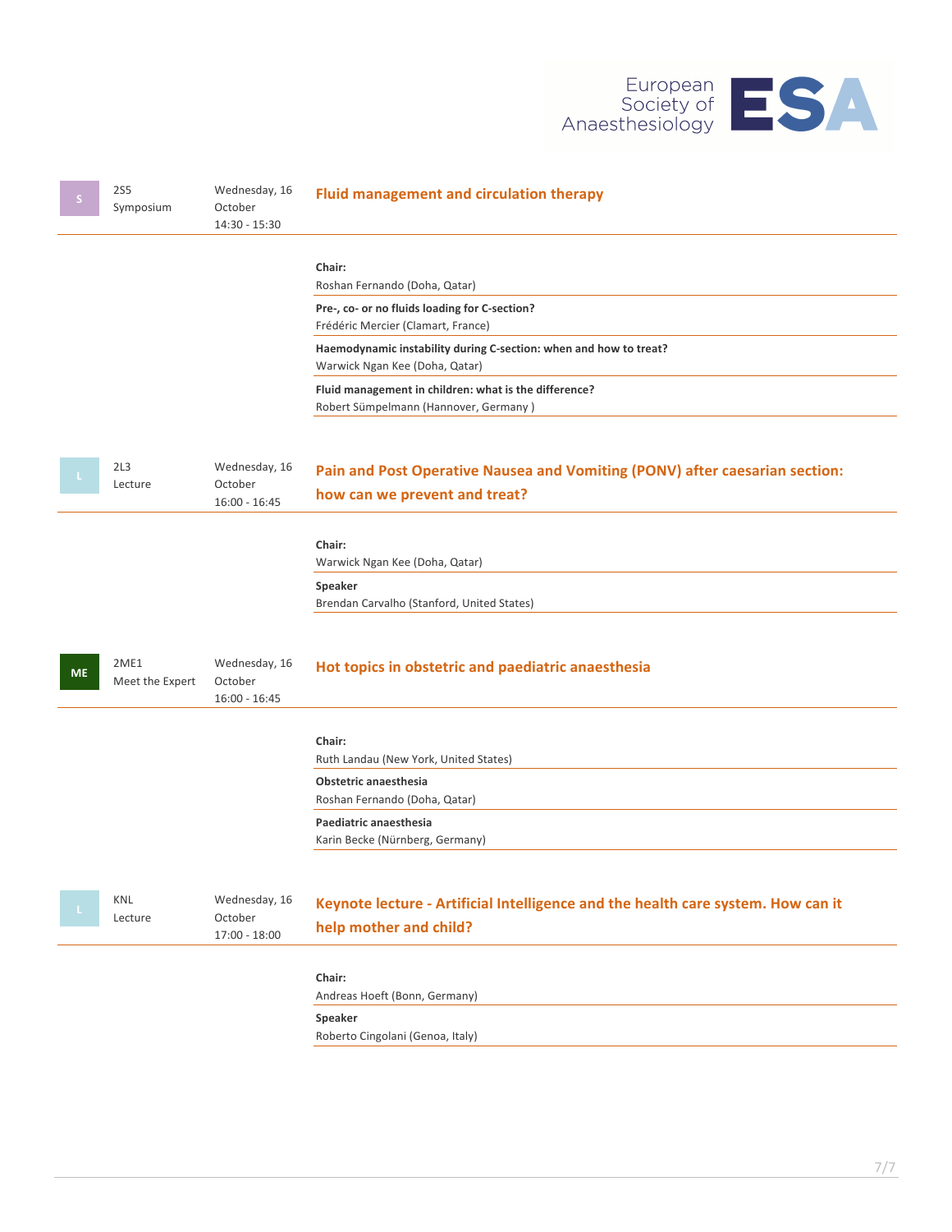S | 2S5 Symposium | Wednesday, 16 October 14:30 - 15:30

## Fluid management and circulation therapy

**Chair:**
Roshan Fernando (Doha, Qatar)

**Pre-, co- or no fluids loading for C-section?**
Frédéric Mercier (Clamart, France)

**Haemodynamic instability during C-section: when and how to treat?**
Warwick Ngan Kee (Doha, Qatar)

**Fluid management in children: what is the difference?**
Robert Sümpelmann (Hannover, Germany )

L | 2L3 Lecture | Wednesday, 16 October 16:00 - 16:45

## Pain and Post Operative Nausea and Vomiting (PONV) after caesarian section: how can we prevent and treat?

**Chair:**
Warwick Ngan Kee (Doha, Qatar)

**Speaker**
Brendan Carvalho (Stanford, United States)

ME | 2ME1 Meet the Expert | Wednesday, 16 October 16:00 - 16:45

## Hot topics in obstetric and paediatric anaesthesia

**Chair:**
Ruth Landau (New York, United States)

**Obstetric anaesthesia**
Roshan Fernando (Doha, Qatar)

**Paediatric anaesthesia**
Karin Becke (Nürnberg, Germany)

L | KNL Lecture | Wednesday, 16 October 17:00 - 18:00

## Keynote lecture - Artificial Intelligence and the health care system. How can it help mother and child?

**Chair:**
Andreas Hoeft (Bonn, Germany)

**Speaker**
Roberto Cingolani (Genoa, Italy)